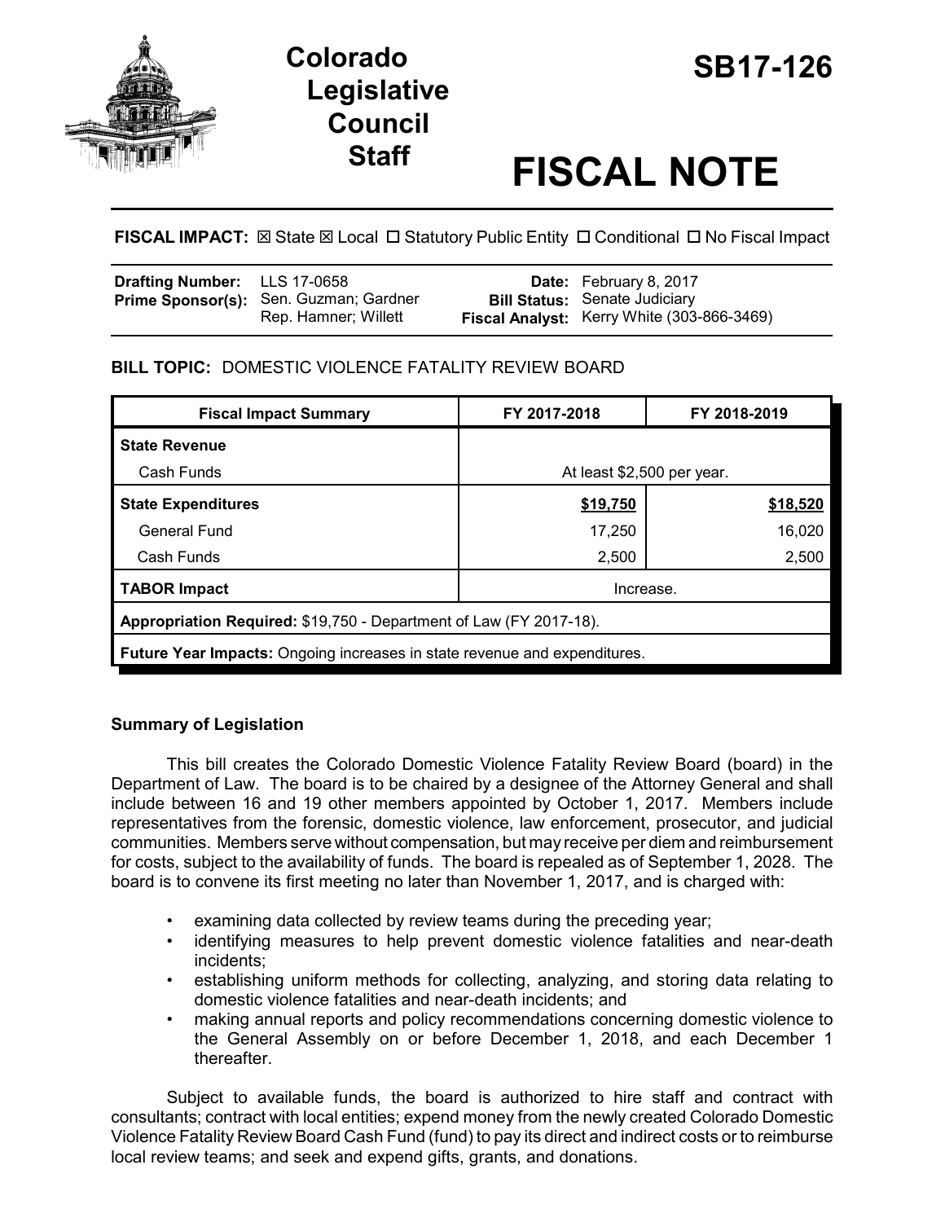# Colorado Legislative Council Staff

# SB17-126

# FISCAL NOTE

**FISCAL IMPACT:** ☒ State ☒ Local ☐ Statutory Public Entity ☐ Conditional ☐ No Fiscal Impact

| | | | |
|---|---|---|---|
| **Drafting Number:** | LLS 17-0658 | **Date:** | February 8, 2017 |
| **Prime Sponsor(s):** | Sen. Guzman; Gardner<br>Rep. Hamner; Willett | **Bill Status:** | Senate Judiciary |
| | | **Fiscal Analyst:** | Kerry White (303-866-3469) |

**BILL TOPIC:** DOMESTIC VIOLENCE FATALITY REVIEW BOARD

| Fiscal Impact Summary | FY 2017-2018 | FY 2018-2019 |
|---|---|---|
| **State Revenue** | | |
| Cash Funds | At least $2,500 per year. | |
| **State Expenditures** | **$19,750** | **$18,520** |
| General Fund | 17,250 | 16,020 |
| Cash Funds | 2,500 | 2,500 |
| **TABOR Impact** | Increase. | |
| **Appropriation Required:** $19,750 - Department of Law (FY 2017-18). | | |
| **Future Year Impacts:** Ongoing increases in state revenue and expenditures. | | |

### Summary of Legislation

This bill creates the Colorado Domestic Violence Fatality Review Board (board) in the Department of Law. The board is to be chaired by a designee of the Attorney General and shall include between 16 and 19 other members appointed by October 1, 2017. Members include representatives from the forensic, domestic violence, law enforcement, prosecutor, and judicial communities. Members serve without compensation, but may receive per diem and reimbursement for costs, subject to the availability of funds. The board is repealed as of September 1, 2028. The board is to convene its first meeting no later than November 1, 2017, and is charged with:

- examining data collected by review teams during the preceding year;
- identifying measures to help prevent domestic violence fatalities and near-death incidents;
- establishing uniform methods for collecting, analyzing, and storing data relating to domestic violence fatalities and near-death incidents; and
- making annual reports and policy recommendations concerning domestic violence to the General Assembly on or before December 1, 2018, and each December 1 thereafter.

Subject to available funds, the board is authorized to hire staff and contract with consultants; contract with local entities; expend money from the newly created Colorado Domestic Violence Fatality Review Board Cash Fund (fund) to pay its direct and indirect costs or to reimburse local review teams; and seek and expend gifts, grants, and donations.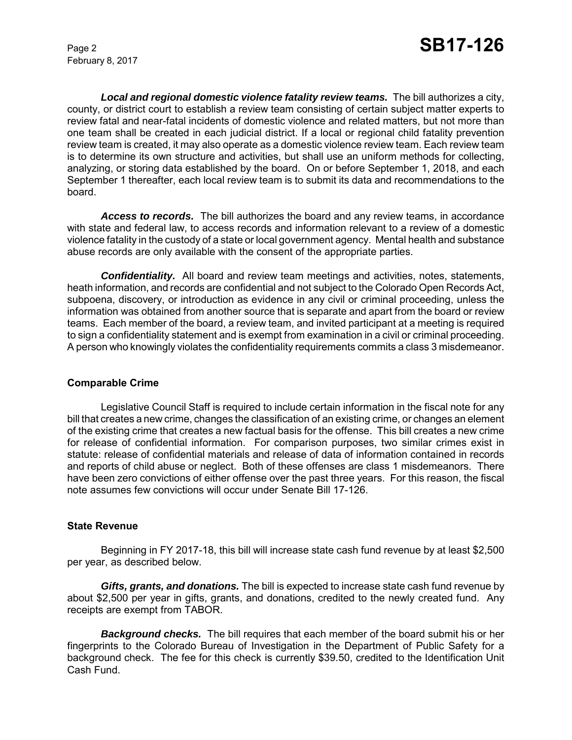***Local and regional domestic violence fatality review teams.*** The bill authorizes a city, county, or district court to establish a review team consisting of certain subject matter experts to review fatal and near-fatal incidents of domestic violence and related matters, but not more than one team shall be created in each judicial district. If a local or regional child fatality prevention review team is created, it may also operate as a domestic violence review team. Each review team is to determine its own structure and activities, but shall use an uniform methods for collecting, analyzing, or storing data established by the board. On or before September 1, 2018, and each September 1 thereafter, each local review team is to submit its data and recommendations to the board.

***Access to records.*** The bill authorizes the board and any review teams, in accordance with state and federal law, to access records and information relevant to a review of a domestic violence fatality in the custody of a state or local government agency. Mental health and substance abuse records are only available with the consent of the appropriate parties.

***Confidentiality.*** All board and review team meetings and activities, notes, statements, heath information, and records are confidential and not subject to the Colorado Open Records Act, subpoena, discovery, or introduction as evidence in any civil or criminal proceeding, unless the information was obtained from another source that is separate and apart from the board or review teams. Each member of the board, a review team, and invited participant at a meeting is required to sign a confidentiality statement and is exempt from examination in a civil or criminal proceeding. A person who knowingly violates the confidentiality requirements commits a class 3 misdemeanor.

### Comparable Crime

Legislative Council Staff is required to include certain information in the fiscal note for any bill that creates a new crime, changes the classification of an existing crime, or changes an element of the existing crime that creates a new factual basis for the offense. This bill creates a new crime for release of confidential information. For comparison purposes, two similar crimes exist in statute: release of confidential materials and release of data of information contained in records and reports of child abuse or neglect. Both of these offenses are class 1 misdemeanors. There have been zero convictions of either offense over the past three years. For this reason, the fiscal note assumes few convictions will occur under Senate Bill 17-126.

### State Revenue

Beginning in FY 2017-18, this bill will increase state cash fund revenue by at least $2,500 per year, as described below.

***Gifts, grants, and donations.*** The bill is expected to increase state cash fund revenue by about $2,500 per year in gifts, grants, and donations, credited to the newly created fund. Any receipts are exempt from TABOR.

***Background checks.*** The bill requires that each member of the board submit his or her fingerprints to the Colorado Bureau of Investigation in the Department of Public Safety for a background check. The fee for this check is currently $39.50, credited to the Identification Unit Cash Fund.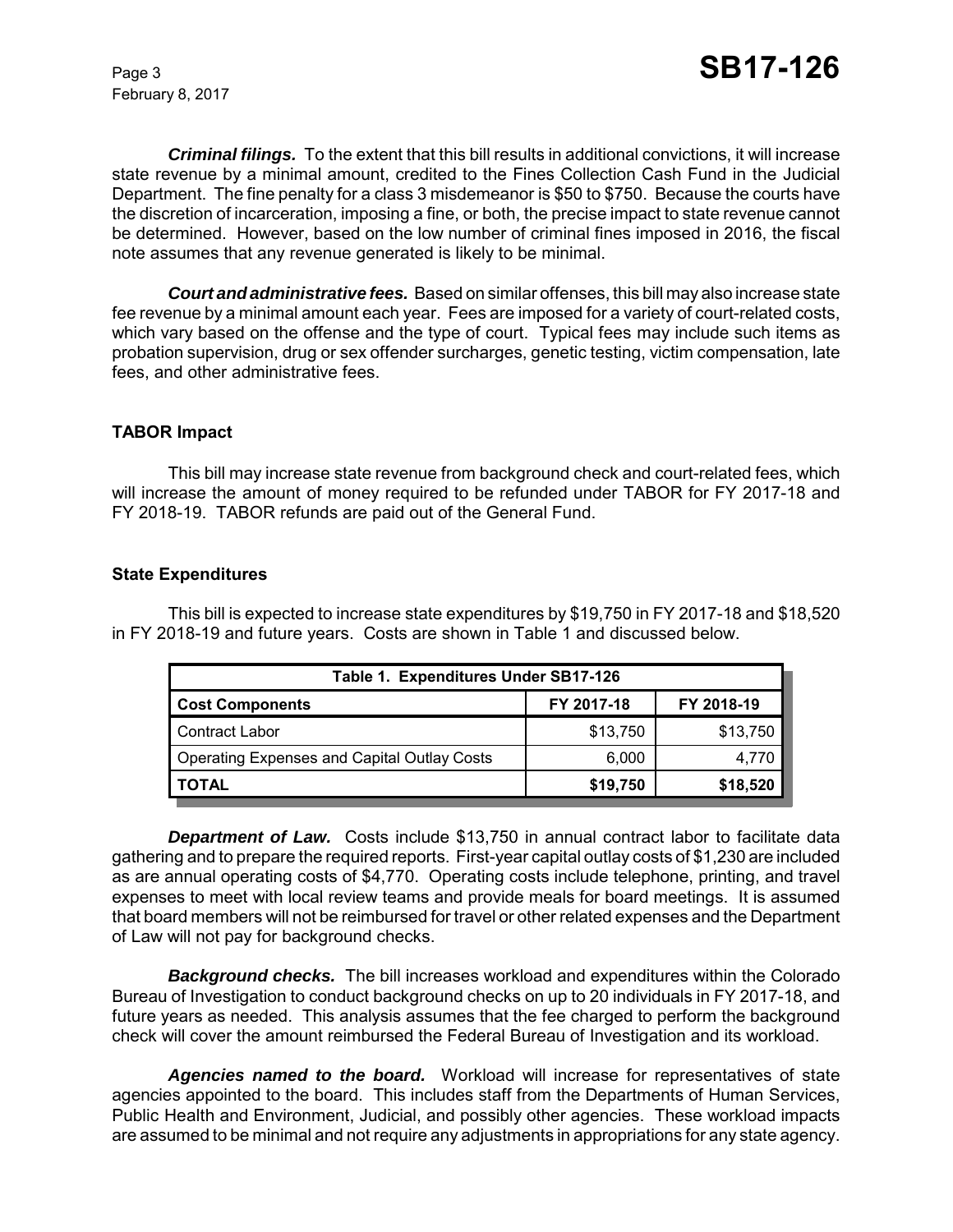***Criminal filings.*** To the extent that this bill results in additional convictions, it will increase state revenue by a minimal amount, credited to the Fines Collection Cash Fund in the Judicial Department. The fine penalty for a class 3 misdemeanor is $50 to $750. Because the courts have the discretion of incarceration, imposing a fine, or both, the precise impact to state revenue cannot be determined. However, based on the low number of criminal fines imposed in 2016, the fiscal note assumes that any revenue generated is likely to be minimal.

***Court and administrative fees.*** Based on similar offenses, this bill may also increase state fee revenue by a minimal amount each year. Fees are imposed for a variety of court-related costs, which vary based on the offense and the type of court. Typical fees may include such items as probation supervision, drug or sex offender surcharges, genetic testing, victim compensation, late fees, and other administrative fees.

## TABOR Impact

This bill may increase state revenue from background check and court-related fees, which will increase the amount of money required to be refunded under TABOR for FY 2017-18 and FY 2018-19. TABOR refunds are paid out of the General Fund.

## State Expenditures

This bill is expected to increase state expenditures by $19,750 in FY 2017-18 and $18,520 in FY 2018-19 and future years. Costs are shown in Table 1 and discussed below.

| Table 1. Expenditures Under SB17-126 | | |
|---|---|---|
| **Cost Components** | **FY 2017-18** | **FY 2018-19** |
| Contract Labor | $13,750 | $13,750 |
| Operating Expenses and Capital Outlay Costs | 6,000 | 4,770 |
| **TOTAL** | **$19,750** | **$18,520** |

***Department of Law.*** Costs include $13,750 in annual contract labor to facilitate data gathering and to prepare the required reports. First-year capital outlay costs of $1,230 are included as are annual operating costs of $4,770. Operating costs include telephone, printing, and travel expenses to meet with local review teams and provide meals for board meetings. It is assumed that board members will not be reimbursed for travel or other related expenses and the Department of Law will not pay for background checks.

***Background checks.*** The bill increases workload and expenditures within the Colorado Bureau of Investigation to conduct background checks on up to 20 individuals in FY 2017-18, and future years as needed. This analysis assumes that the fee charged to perform the background check will cover the amount reimbursed the Federal Bureau of Investigation and its workload.

***Agencies named to the board.*** Workload will increase for representatives of state agencies appointed to the board. This includes staff from the Departments of Human Services, Public Health and Environment, Judicial, and possibly other agencies. These workload impacts are assumed to be minimal and not require any adjustments in appropriations for any state agency.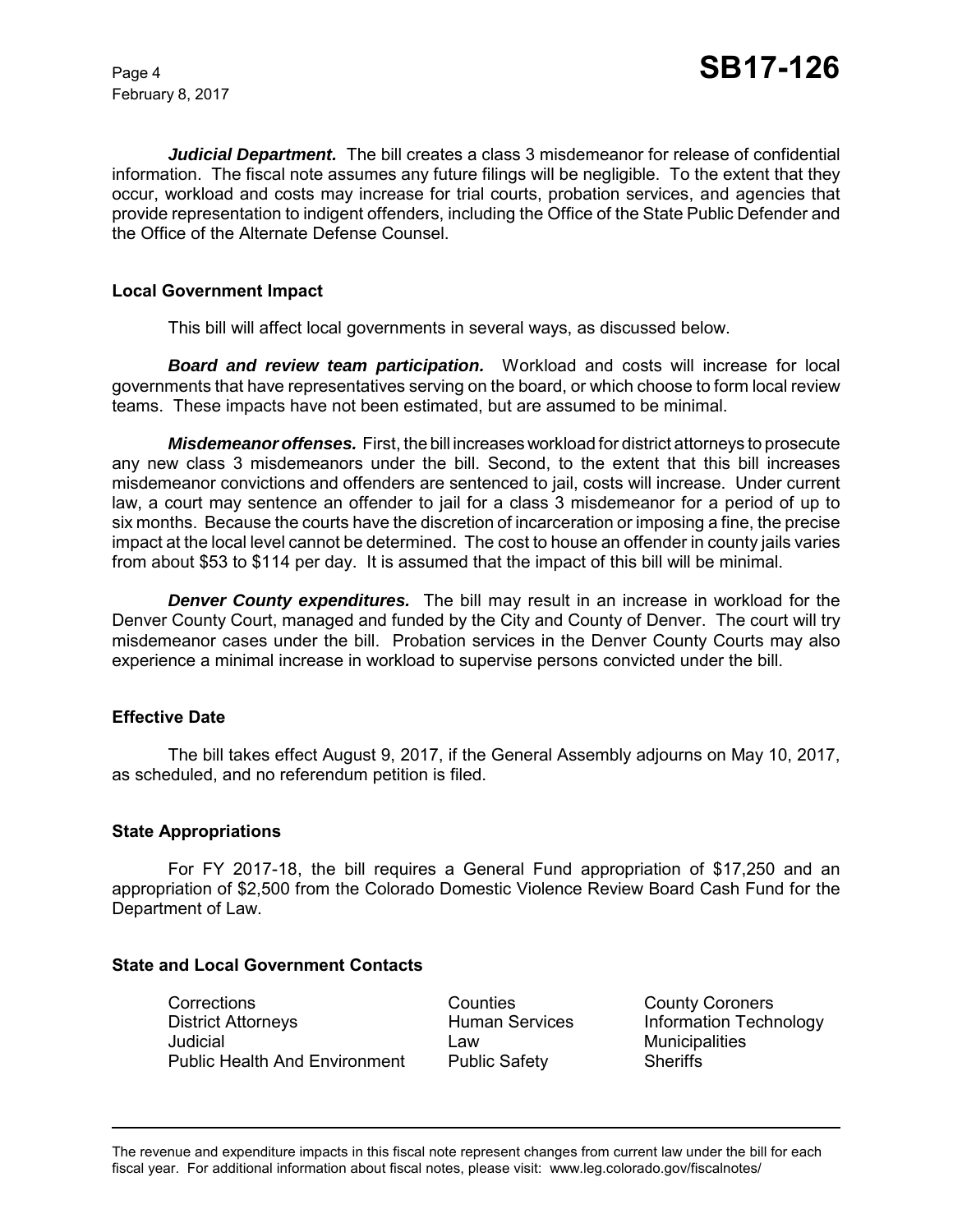***Judicial Department.*** The bill creates a class 3 misdemeanor for release of confidential information. The fiscal note assumes any future filings will be negligible. To the extent that they occur, workload and costs may increase for trial courts, probation services, and agencies that provide representation to indigent offenders, including the Office of the State Public Defender and the Office of the Alternate Defense Counsel.

### Local Government Impact

This bill will affect local governments in several ways, as discussed below.

***Board and review team participation.*** Workload and costs will increase for local governments that have representatives serving on the board, or which choose to form local review teams. These impacts have not been estimated, but are assumed to be minimal.

***Misdemeanor offenses.*** First, the bill increases workload for district attorneys to prosecute any new class 3 misdemeanors under the bill. Second, to the extent that this bill increases misdemeanor convictions and offenders are sentenced to jail, costs will increase. Under current law, a court may sentence an offender to jail for a class 3 misdemeanor for a period of up to six months. Because the courts have the discretion of incarceration or imposing a fine, the precise impact at the local level cannot be determined. The cost to house an offender in county jails varies from about $53 to $114 per day. It is assumed that the impact of this bill will be minimal.

***Denver County expenditures.*** The bill may result in an increase in workload for the Denver County Court, managed and funded by the City and County of Denver. The court will try misdemeanor cases under the bill. Probation services in the Denver County Courts may also experience a minimal increase in workload to supervise persons convicted under the bill.

### Effective Date

The bill takes effect August 9, 2017, if the General Assembly adjourns on May 10, 2017, as scheduled, and no referendum petition is filed.

### State Appropriations

For FY 2017-18, the bill requires a General Fund appropriation of $17,250 and an appropriation of $2,500 from the Colorado Domestic Violence Review Board Cash Fund for the Department of Law.

### State and Local Government Contacts

| | | |
|---|---|---|
| Corrections | Counties | County Coroners |
| District Attorneys | Human Services | Information Technology |
| Judicial | Law | Municipalities |
| Public Health And Environment | Public Safety | Sheriffs |

The revenue and expenditure impacts in this fiscal note represent changes from current law under the bill for each fiscal year. For additional information about fiscal notes, please visit: www.leg.colorado.gov/fiscalnotes/